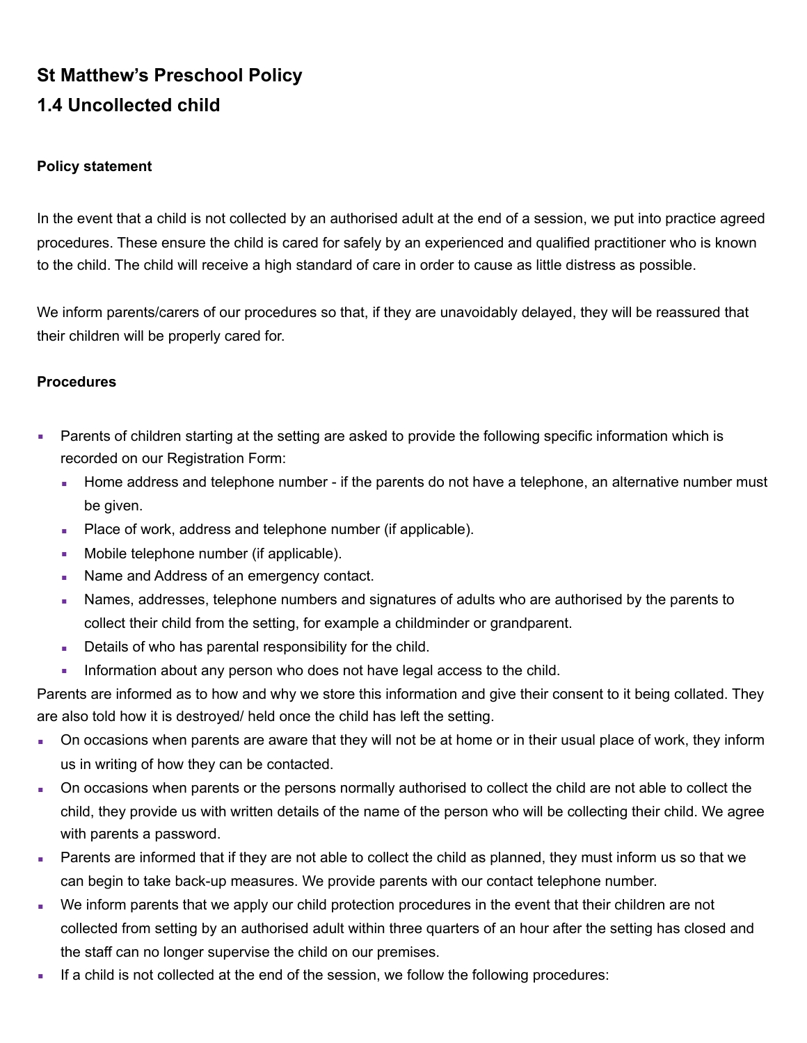## St Matthew's Preschool Policy

## 1.4 Uncollected child

**Policy statement**

In the event that a child is not collected by an authorised adult at the end of a session, we put into practice agreed procedures. These ensure the child is cared for safely by an experienced and qualified practitioner who is known to the child. The child will receive a high standard of care in order to cause as little distress as possible.

We inform parents/carers of our procedures so that, if they are unavoidably delayed, they will be reassured that their children will be properly cared for.

**Procedures**

- Parents of children starting at the setting are asked to provide the following specific information which is recorded on our Registration Form:
  - Home address and telephone number - if the parents do not have a telephone, an alternative number must be given.
  - Place of work, address and telephone number (if applicable).
  - Mobile telephone number (if applicable).
  - Name and Address of an emergency contact.
  - Names, addresses, telephone numbers and signatures of adults who are authorised by the parents to collect their child from the setting, for example a childminder or grandparent.
  - Details of who has parental responsibility for the child.
  - Information about any person who does not have legal access to the child.

Parents are informed as to how and why we store this information and give their consent to it being collated. They are also told how it is destroyed/ held once the child has left the setting.

- On occasions when parents are aware that they will not be at home or in their usual place of work, they inform us in writing of how they can be contacted.
- On occasions when parents or the persons normally authorised to collect the child are not able to collect the child, they provide us with written details of the name of the person who will be collecting their child. We agree with parents a password.
- Parents are informed that if they are not able to collect the child as planned, they must inform us so that we can begin to take back-up measures. We provide parents with our contact telephone number.
- We inform parents that we apply our child protection procedures in the event that their children are not collected from setting by an authorised adult within three quarters of an hour after the setting has closed and the staff can no longer supervise the child on our premises.
- If a child is not collected at the end of the session, we follow the following procedures: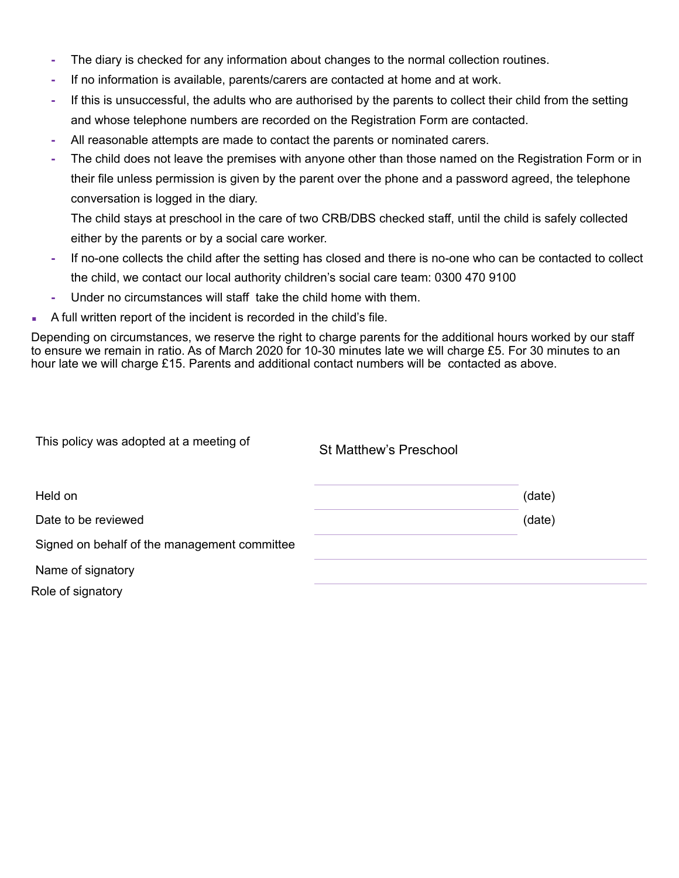- The diary is checked for any information about changes to the normal collection routines.
  - If no information is available, parents/carers are contacted at home and at work.
  - If this is unsuccessful, the adults who are authorised by the parents to collect their child from the setting and whose telephone numbers are recorded on the Registration Form are contacted.
  - All reasonable attempts are made to contact the parents or nominated carers.
  - The child does not leave the premises with anyone other than those named on the Registration Form or in their file unless permission is given by the parent over the phone and a password agreed, the telephone conversation is logged in the diary.

    The child stays at preschool in the care of two CRB/DBS checked staff, until the child is safely collected either by the parents or by a social care worker.
  - If no-one collects the child after the setting has closed and there is no-one who can be contacted to collect the child, we contact our local authority children's social care team: 0300 470 9100
  - Under no circumstances will staff take the child home with them.
- A full written report of the incident is recorded in the child's file.

Depending on circumstances, we reserve the right to charge parents for the additional hours worked by our staff to ensure we remain in ratio. As of March 2020 for 10-30 minutes late we will charge £5. For 30 minutes to an hour late we will charge £15. Parents and additional contact numbers will be contacted as above.

| | | |
|---|---|---|
| This policy was adopted at a meeting of | St Matthew's Preschool | |
| Held on | | (date) |
| Date to be reviewed | | (date) |
| Signed on behalf of the management committee | | |
| Name of signatory | | |
| Role of signatory | | |